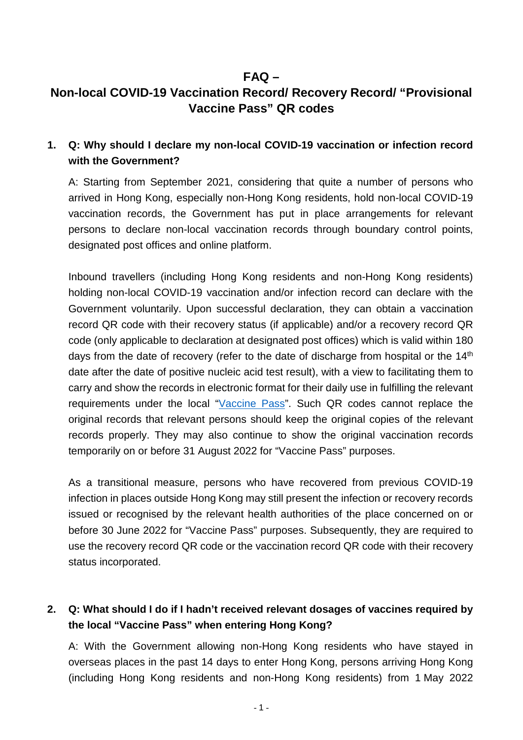# FAQ –
# Non-local COVID-19 Vaccination Record/ Recovery Record/ "Provisional Vaccine Pass" QR codes

**1. Q: Why should I declare my non-local COVID-19 vaccination or infection record with the Government?**

A: Starting from September 2021, considering that quite a number of persons who arrived in Hong Kong, especially non-Hong Kong residents, hold non-local COVID-19 vaccination records, the Government has put in place arrangements for relevant persons to declare non-local vaccination records through boundary control points, designated post offices and online platform.

Inbound travellers (including Hong Kong residents and non-Hong Kong residents) holding non-local COVID-19 vaccination and/or infection record can declare with the Government voluntarily. Upon successful declaration, they can obtain a vaccination record QR code with their recovery status (if applicable) and/or a recovery record QR code (only applicable to declaration at designated post offices) which is valid within 180 days from the date of recovery (refer to the date of discharge from hospital or the 14th date after the date of positive nucleic acid test result), with a view to facilitating them to carry and show the records in electronic format for their daily use in fulfilling the relevant requirements under the local "Vaccine Pass". Such QR codes cannot replace the original records that relevant persons should keep the original copies of the relevant records properly. They may also continue to show the original vaccination records temporarily on or before 31 August 2022 for "Vaccine Pass" purposes.

As a transitional measure, persons who have recovered from previous COVID-19 infection in places outside Hong Kong may still present the infection or recovery records issued or recognised by the relevant health authorities of the place concerned on or before 30 June 2022 for "Vaccine Pass" purposes. Subsequently, they are required to use the recovery record QR code or the vaccination record QR code with their recovery status incorporated.

**2. Q: What should I do if I hadn't received relevant dosages of vaccines required by the local "Vaccine Pass" when entering Hong Kong?**

A: With the Government allowing non-Hong Kong residents who have stayed in overseas places in the past 14 days to enter Hong Kong, persons arriving Hong Kong (including Hong Kong residents and non-Hong Kong residents) from 1 May 2022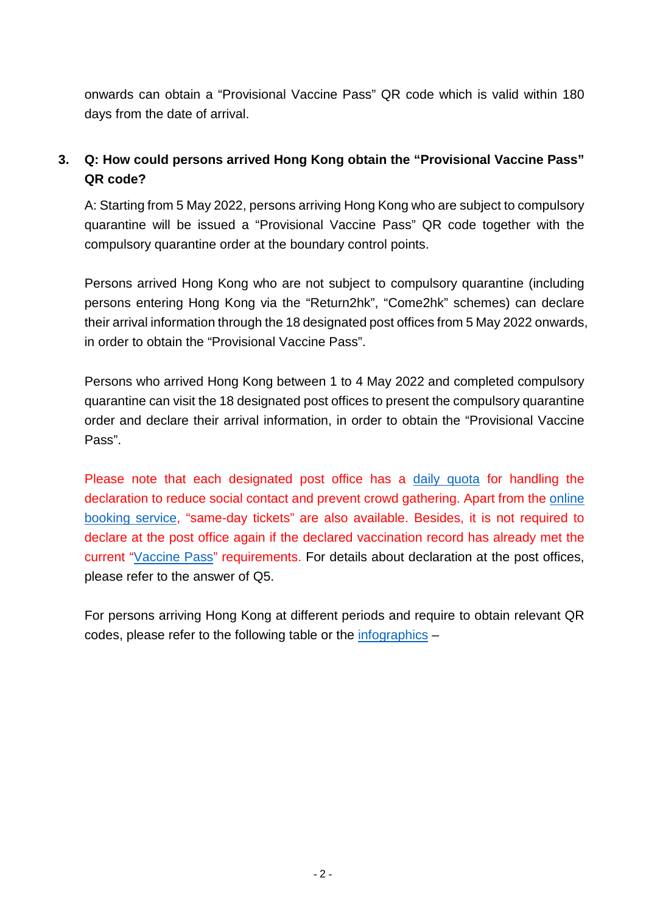onwards can obtain a "Provisional Vaccine Pass" QR code which is valid within 180 days from the date of arrival.

**3. Q: How could persons arrived Hong Kong obtain the "Provisional Vaccine Pass" QR code?**

A: Starting from 5 May 2022, persons arriving Hong Kong who are subject to compulsory quarantine will be issued a "Provisional Vaccine Pass" QR code together with the compulsory quarantine order at the boundary control points.

Persons arrived Hong Kong who are not subject to compulsory quarantine (including persons entering Hong Kong via the "Return2hk", "Come2hk" schemes) can declare their arrival information through the 18 designated post offices from 5 May 2022 onwards, in order to obtain the "Provisional Vaccine Pass".

Persons who arrived Hong Kong between 1 to 4 May 2022 and completed compulsory quarantine can visit the 18 designated post offices to present the compulsory quarantine order and declare their arrival information, in order to obtain the "Provisional Vaccine Pass".

Please note that each designated post office has a daily quota for handling the declaration to reduce social contact and prevent crowd gathering. Apart from the online booking service, "same-day tickets" are also available. Besides, it is not required to declare at the post office again if the declared vaccination record has already met the current "Vaccine Pass" requirements. For details about declaration at the post offices, please refer to the answer of Q5.

For persons arriving Hong Kong at different periods and require to obtain relevant QR codes, please refer to the following table or the infographics –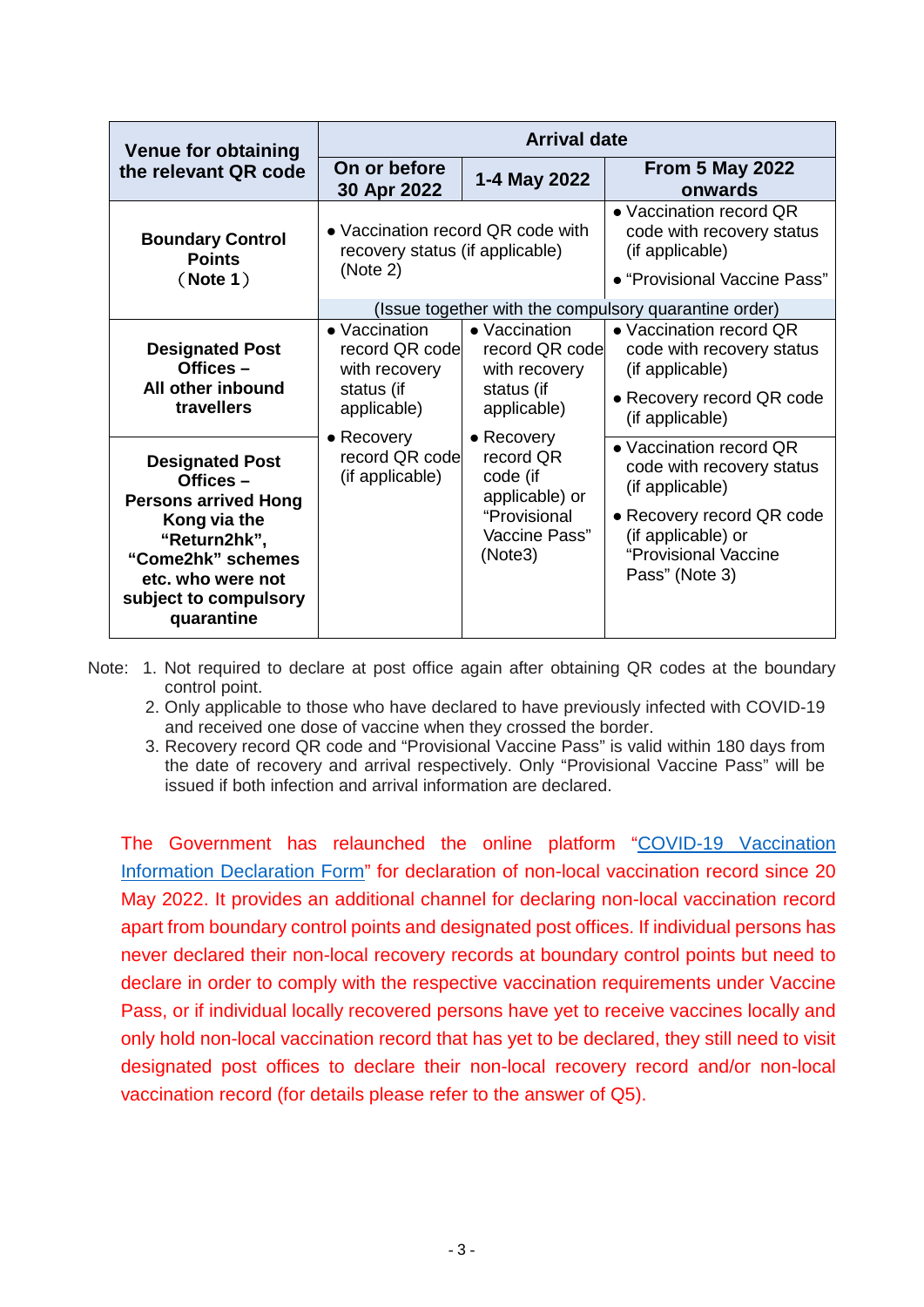| Venue for obtaining the relevant QR code | Arrival date | | |
|---|---|---|---|
| | On or before 30 Apr 2022 | 1-4 May 2022 | From 5 May 2022 onwards |
| **Boundary Control Points (Note 1)** | • Vaccination record QR code with recovery status (if applicable) (Note 2) | | • Vaccination record QR code with recovery status (if applicable)<br>• "Provisional Vaccine Pass" |
| | (Issue together with the compulsory quarantine order) | | |
| **Designated Post Offices – All other inbound travellers** | • Vaccination record QR code with recovery status (if applicable)<br>• Recovery record QR code (if applicable) | • Vaccination record QR code with recovery status (if applicable)<br>• Recovery record QR code (if applicable) or "Provisional Vaccine Pass" (Note3) | • Vaccination record QR code with recovery status (if applicable)<br>• Recovery record QR code (if applicable) |
| **Designated Post Offices – Persons arrived Hong Kong via the "Return2hk", "Come2hk" schemes etc. who were not subject to compulsory quarantine** | | | • Vaccination record QR code with recovery status (if applicable)<br>• Recovery record QR code (if applicable) or "Provisional Vaccine Pass" (Note 3) |

Note:
1. Not required to declare at post office again after obtaining QR codes at the boundary control point.
2. Only applicable to those who have declared to have previously infected with COVID-19 and received one dose of vaccine when they crossed the border.
3. Recovery record QR code and "Provisional Vaccine Pass" is valid within 180 days from the date of recovery and arrival respectively. Only "Provisional Vaccine Pass" will be issued if both infection and arrival information are declared.

The Government has relaunched the online platform "COVID-19 Vaccination Information Declaration Form" for declaration of non-local vaccination record since 20 May 2022. It provides an additional channel for declaring non-local vaccination record apart from boundary control points and designated post offices. If individual persons has never declared their non-local recovery records at boundary control points but need to declare in order to comply with the respective vaccination requirements under Vaccine Pass, or if individual locally recovered persons have yet to receive vaccines locally and only hold non-local vaccination record that has yet to be declared, they still need to visit designated post offices to declare their non-local recovery record and/or non-local vaccination record (for details please refer to the answer of Q5).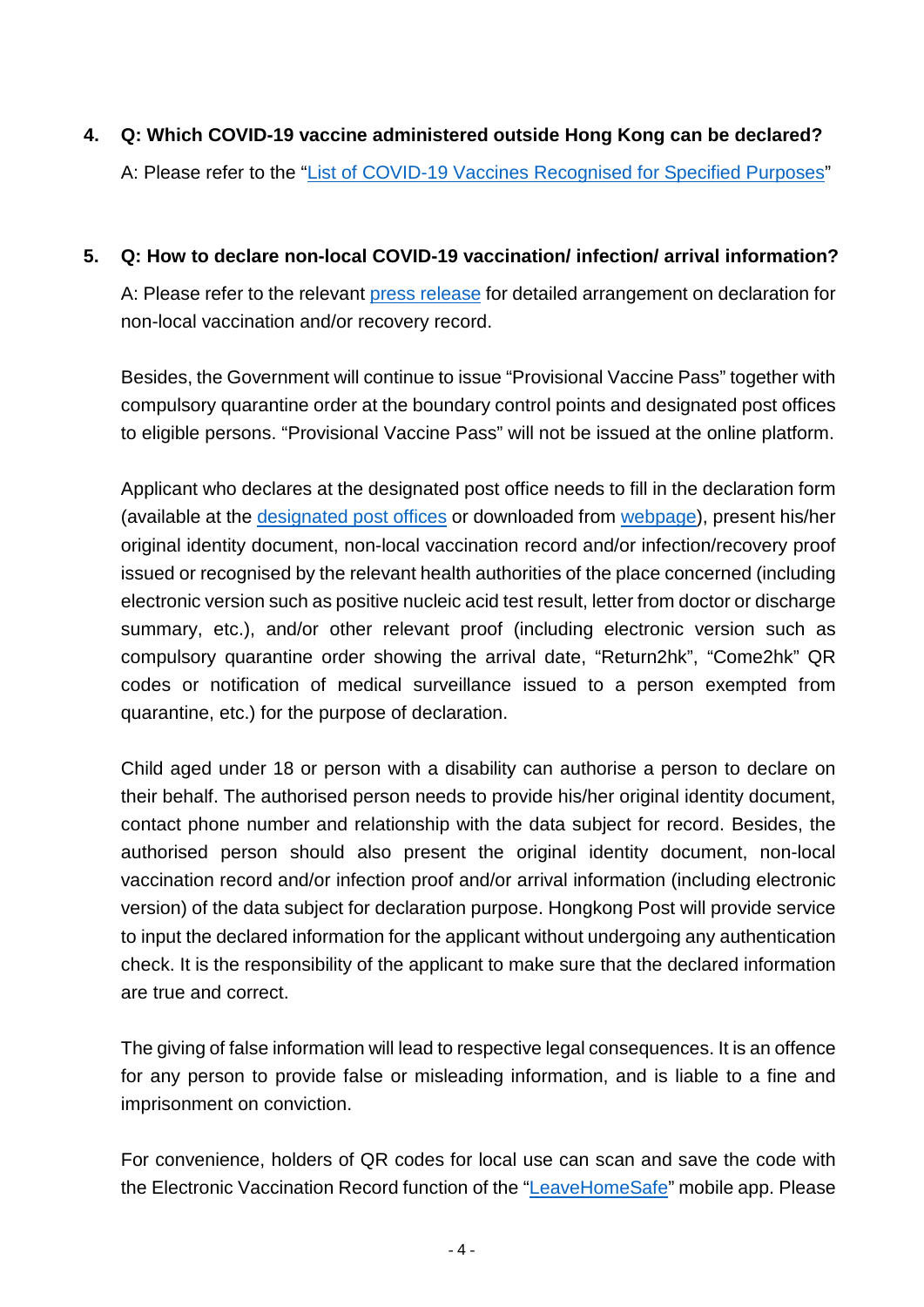4. **Q: Which COVID-19 vaccine administered outside Hong Kong can be declared?**

   A: Please refer to the "List of COVID-19 Vaccines Recognised for Specified Purposes"

5. **Q: How to declare non-local COVID-19 vaccination/ infection/ arrival information?**

   A: Please refer to the relevant press release for detailed arrangement on declaration for non-local vaccination and/or recovery record.

   Besides, the Government will continue to issue "Provisional Vaccine Pass" together with compulsory quarantine order at the boundary control points and designated post offices to eligible persons. "Provisional Vaccine Pass" will not be issued at the online platform.

   Applicant who declares at the designated post office needs to fill in the declaration form (available at the designated post offices or downloaded from webpage), present his/her original identity document, non-local vaccination record and/or infection/recovery proof issued or recognised by the relevant health authorities of the place concerned (including electronic version such as positive nucleic acid test result, letter from doctor or discharge summary, etc.), and/or other relevant proof (including electronic version such as compulsory quarantine order showing the arrival date, "Return2hk", "Come2hk" QR codes or notification of medical surveillance issued to a person exempted from quarantine, etc.) for the purpose of declaration.

   Child aged under 18 or person with a disability can authorise a person to declare on their behalf. The authorised person needs to provide his/her original identity document, contact phone number and relationship with the data subject for record. Besides, the authorised person should also present the original identity document, non-local vaccination record and/or infection proof and/or arrival information (including electronic version) of the data subject for declaration purpose. Hongkong Post will provide service to input the declared information for the applicant without undergoing any authentication check. It is the responsibility of the applicant to make sure that the declared information are true and correct.

   The giving of false information will lead to respective legal consequences. It is an offence for any person to provide false or misleading information, and is liable to a fine and imprisonment on conviction.

   For convenience, holders of QR codes for local use can scan and save the code with the Electronic Vaccination Record function of the "LeaveHomeSafe" mobile app. Please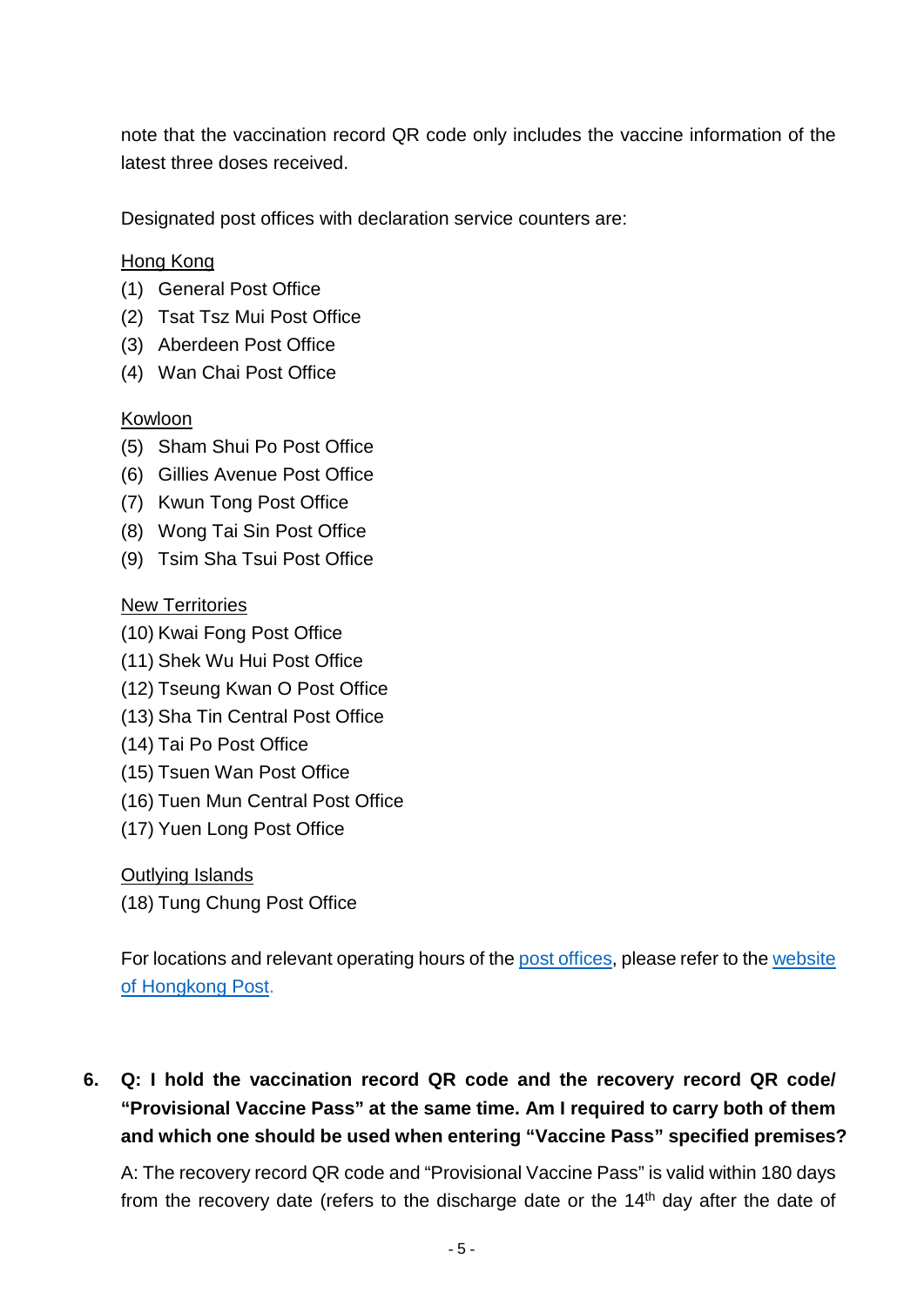note that the vaccination record QR code only includes the vaccine information of the latest three doses received.

Designated post offices with declaration service counters are:

<u>Hong Kong</u>

(1) General Post Office
(2) Tsat Tsz Mui Post Office
(3) Aberdeen Post Office
(4) Wan Chai Post Office

<u>Kowloon</u>

(5) Sham Shui Po Post Office
(6) Gillies Avenue Post Office
(7) Kwun Tong Post Office
(8) Wong Tai Sin Post Office
(9) Tsim Sha Tsui Post Office

<u>New Territories</u>

(10) Kwai Fong Post Office
(11) Shek Wu Hui Post Office
(12) Tseung Kwan O Post Office
(13) Sha Tin Central Post Office
(14) Tai Po Post Office
(15) Tsuen Wan Post Office
(16) Tuen Mun Central Post Office
(17) Yuen Long Post Office

<u>Outlying Islands</u>

(18) Tung Chung Post Office

For locations and relevant operating hours of the post offices, please refer to the website of Hongkong Post.

6. **Q: I hold the vaccination record QR code and the recovery record QR code/ "Provisional Vaccine Pass" at the same time. Am I required to carry both of them and which one should be used when entering "Vaccine Pass" specified premises?**

   A: The recovery record QR code and "Provisional Vaccine Pass" is valid within 180 days from the recovery date (refers to the discharge date or the 14th day after the date of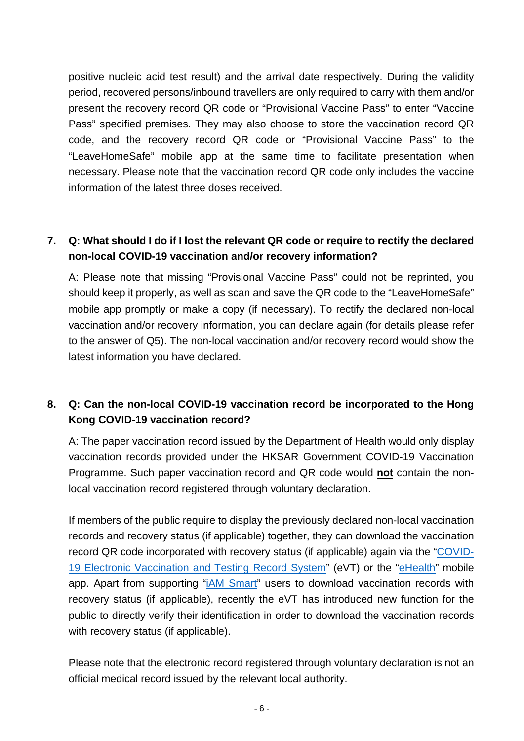positive nucleic acid test result) and the arrival date respectively. During the validity period, recovered persons/inbound travellers are only required to carry with them and/or present the recovery record QR code or "Provisional Vaccine Pass" to enter "Vaccine Pass" specified premises. They may also choose to store the vaccination record QR code, and the recovery record QR code or "Provisional Vaccine Pass" to the "LeaveHomeSafe" mobile app at the same time to facilitate presentation when necessary. Please note that the vaccination record QR code only includes the vaccine information of the latest three doses received.

**7. Q: What should I do if I lost the relevant QR code or require to rectify the declared non-local COVID-19 vaccination and/or recovery information?**

A: Please note that missing "Provisional Vaccine Pass" could not be reprinted, you should keep it properly, as well as scan and save the QR code to the "LeaveHomeSafe" mobile app promptly or make a copy (if necessary). To rectify the declared non-local vaccination and/or recovery information, you can declare again (for details please refer to the answer of Q5). The non-local vaccination and/or recovery record would show the latest information you have declared.

**8. Q: Can the non-local COVID-19 vaccination record be incorporated to the Hong Kong COVID-19 vaccination record?**

A: The paper vaccination record issued by the Department of Health would only display vaccination records provided under the HKSAR Government COVID-19 Vaccination Programme. Such paper vaccination record and QR code would **not** contain the non-local vaccination record registered through voluntary declaration.

If members of the public require to display the previously declared non-local vaccination records and recovery status (if applicable) together, they can download the vaccination record QR code incorporated with recovery status (if applicable) again via the "COVID-19 Electronic Vaccination and Testing Record System" (eVT) or the "eHealth" mobile app. Apart from supporting "iAM Smart" users to download vaccination records with recovery status (if applicable), recently the eVT has introduced new function for the public to directly verify their identification in order to download the vaccination records with recovery status (if applicable).

Please note that the electronic record registered through voluntary declaration is not an official medical record issued by the relevant local authority.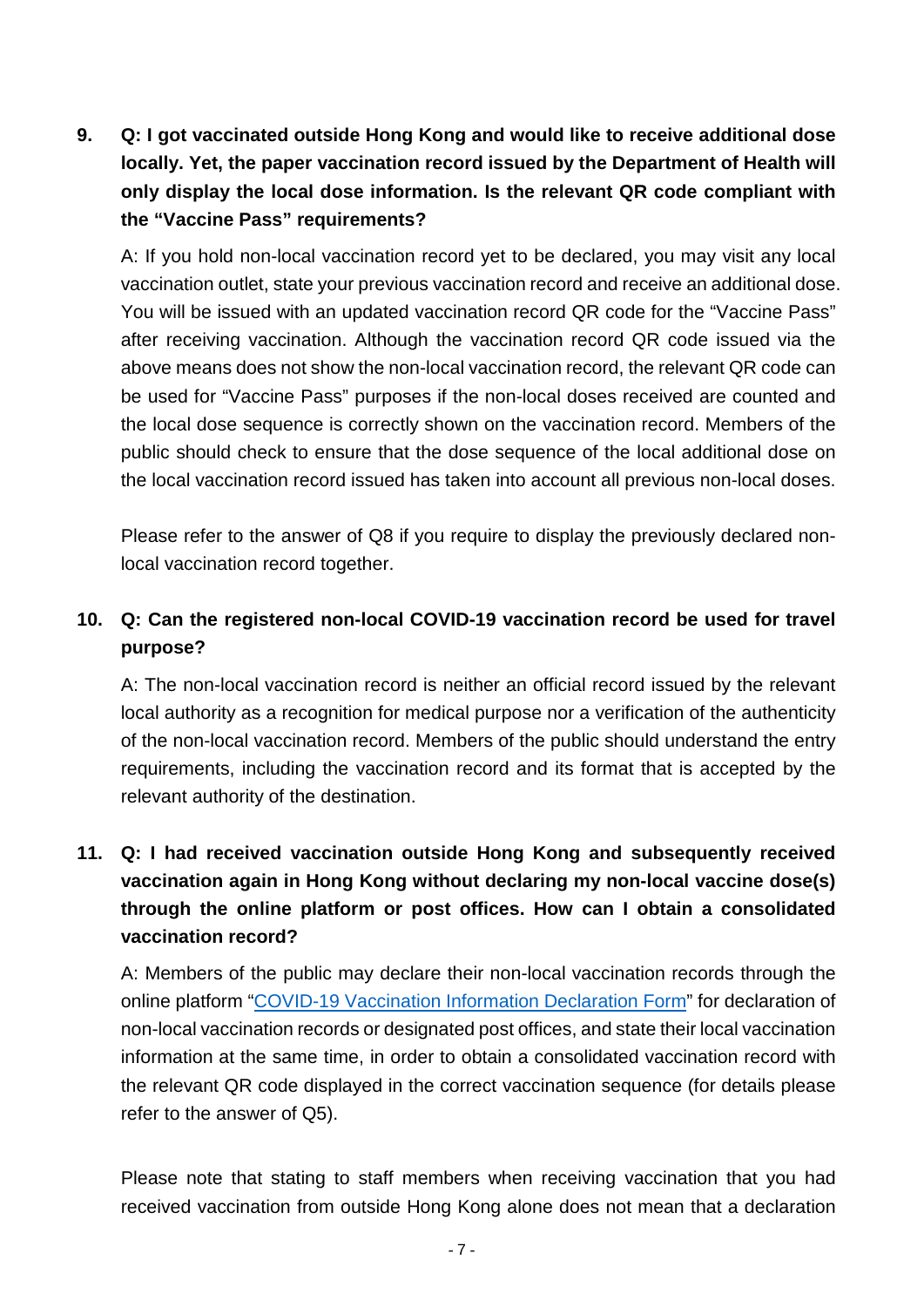9. **Q: I got vaccinated outside Hong Kong and would like to receive additional dose locally. Yet, the paper vaccination record issued by the Department of Health will only display the local dose information. Is the relevant QR code compliant with the "Vaccine Pass" requirements?**

   A: If you hold non-local vaccination record yet to be declared, you may visit any local vaccination outlet, state your previous vaccination record and receive an additional dose. You will be issued with an updated vaccination record QR code for the "Vaccine Pass" after receiving vaccination. Although the vaccination record QR code issued via the above means does not show the non-local vaccination record, the relevant QR code can be used for "Vaccine Pass" purposes if the non-local doses received are counted and the local dose sequence is correctly shown on the vaccination record. Members of the public should check to ensure that the dose sequence of the local additional dose on the local vaccination record issued has taken into account all previous non-local doses.

   Please refer to the answer of Q8 if you require to display the previously declared non-local vaccination record together.

10. **Q: Can the registered non-local COVID-19 vaccination record be used for travel purpose?**

    A: The non-local vaccination record is neither an official record issued by the relevant local authority as a recognition for medical purpose nor a verification of the authenticity of the non-local vaccination record. Members of the public should understand the entry requirements, including the vaccination record and its format that is accepted by the relevant authority of the destination.

11. **Q: I had received vaccination outside Hong Kong and subsequently received vaccination again in Hong Kong without declaring my non-local vaccine dose(s) through the online platform or post offices. How can I obtain a consolidated vaccination record?**

    A: Members of the public may declare their non-local vaccination records through the online platform "COVID-19 Vaccination Information Declaration Form" for declaration of non-local vaccination records or designated post offices, and state their local vaccination information at the same time, in order to obtain a consolidated vaccination record with the relevant QR code displayed in the correct vaccination sequence (for details please refer to the answer of Q5).

    Please note that stating to staff members when receiving vaccination that you had received vaccination from outside Hong Kong alone does not mean that a declaration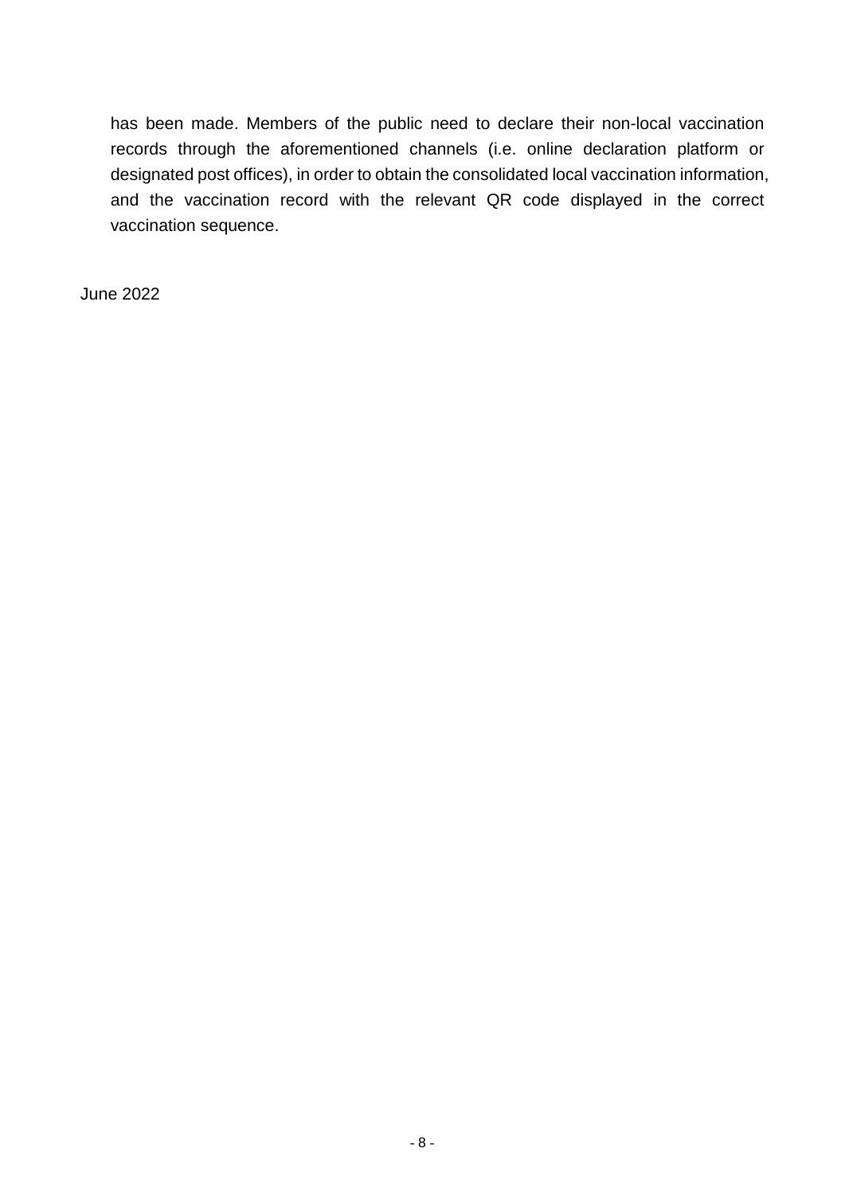has been made. Members of the public need to declare their non-local vaccination records through the aforementioned channels (i.e. online declaration platform or designated post offices), in order to obtain the consolidated local vaccination information, and the vaccination record with the relevant QR code displayed in the correct vaccination sequence.

June 2022